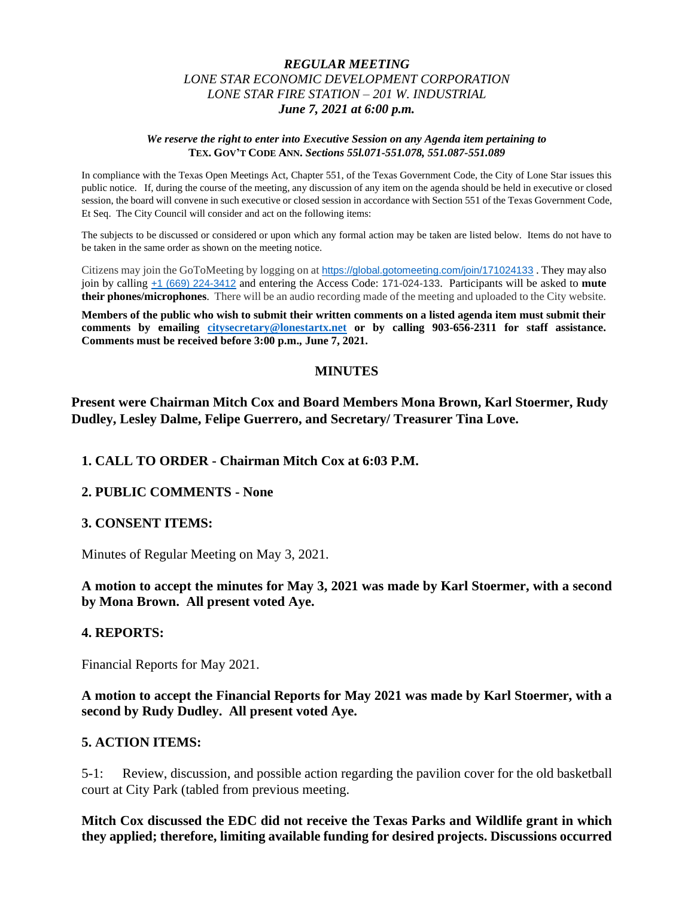***REGULAR MEETING***
*LONE STAR ECONOMIC DEVELOPMENT CORPORATION*
*LONE STAR FIRE STATION – 201 W. INDUSTRIAL*
***June 7, 2021 at 6:00 p.m.***

***We reserve the right to enter into Executive Session on any Agenda item pertaining to*** **TEX. GOV'T CODE ANN.** ***Sections 55l.071-551.078, 551.087-551.089***

In compliance with the Texas Open Meetings Act, Chapter 551, of the Texas Government Code, the City of Lone Star issues this public notice. If, during the course of the meeting, any discussion of any item on the agenda should be held in executive or closed session, the board will convene in such executive or closed session in accordance with Section 551 of the Texas Government Code, Et Seq. The City Council will consider and act on the following items:

The subjects to be discussed or considered or upon which any formal action may be taken are listed below. Items do not have to be taken in the same order as shown on the meeting notice.

Citizens may join the GoToMeeting by logging on at https://global.gotomeeting.com/join/171024133 . They may also join by calling +1 (669) 224-3412 and entering the Access Code: 171-024-133. Participants will be asked to **mute their phones/microphones**. There will be an audio recording made of the meeting and uploaded to the City website.

**Members of the public who wish to submit their written comments on a listed agenda item must submit their comments by emailing citysecretary@lonestartx.net or by calling 903-656-2311 for staff assistance. Comments must be received before 3:00 p.m., June 7, 2021.**

## MINUTES

**Present were Chairman Mitch Cox and Board Members Mona Brown, Karl Stoermer, Rudy Dudley, Lesley Dalme, Felipe Guerrero, and Secretary/ Treasurer Tina Love.**

**1. CALL TO ORDER - Chairman Mitch Cox at 6:03 P.M.**

**2. PUBLIC COMMENTS - None**

**3. CONSENT ITEMS:**

Minutes of Regular Meeting on May 3, 2021.

**A motion to accept the minutes for May 3, 2021 was made by Karl Stoermer, with a second by Mona Brown. All present voted Aye.**

**4. REPORTS:**

Financial Reports for May 2021.

**A motion to accept the Financial Reports for May 2021 was made by Karl Stoermer, with a second by Rudy Dudley. All present voted Aye.**

**5. ACTION ITEMS:**

5-1: Review, discussion, and possible action regarding the pavilion cover for the old basketball court at City Park (tabled from previous meeting.

**Mitch Cox discussed the EDC did not receive the Texas Parks and Wildlife grant in which they applied; therefore, limiting available funding for desired projects. Discussions occurred**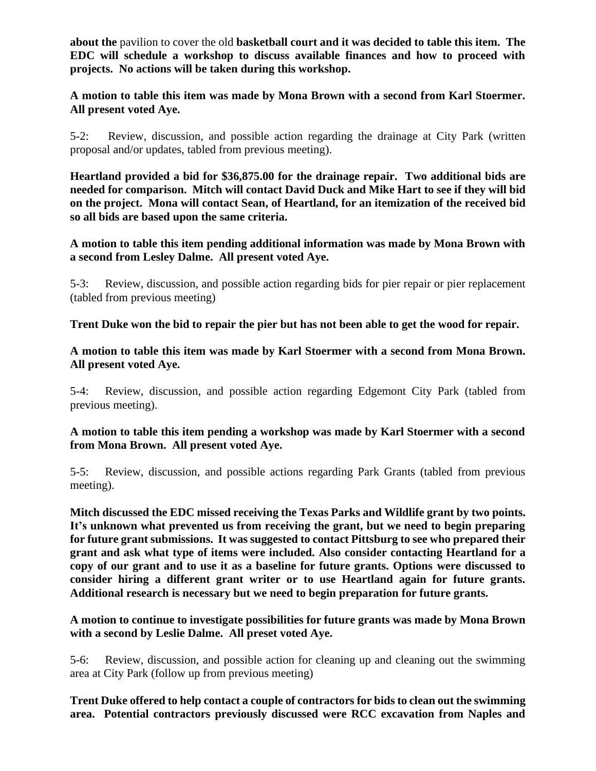**about the** pavilion to cover the old **basketball court and it was decided to table this item. The EDC will schedule a workshop to discuss available finances and how to proceed with projects. No actions will be taken during this workshop.**

**A motion to table this item was made by Mona Brown with a second from Karl Stoermer. All present voted Aye.**

5-2: Review, discussion, and possible action regarding the drainage at City Park (written proposal and/or updates, tabled from previous meeting).

**Heartland provided a bid for $36,875.00 for the drainage repair. Two additional bids are needed for comparison. Mitch will contact David Duck and Mike Hart to see if they will bid on the project. Mona will contact Sean, of Heartland, for an itemization of the received bid so all bids are based upon the same criteria.**

**A motion to table this item pending additional information was made by Mona Brown with a second from Lesley Dalme. All present voted Aye.**

5-3: Review, discussion, and possible action regarding bids for pier repair or pier replacement (tabled from previous meeting)

**Trent Duke won the bid to repair the pier but has not been able to get the wood for repair.**

**A motion to table this item was made by Karl Stoermer with a second from Mona Brown. All present voted Aye.**

5-4: Review, discussion, and possible action regarding Edgemont City Park (tabled from previous meeting).

**A motion to table this item pending a workshop was made by Karl Stoermer with a second from Mona Brown. All present voted Aye.**

5-5: Review, discussion, and possible actions regarding Park Grants (tabled from previous meeting).

**Mitch discussed the EDC missed receiving the Texas Parks and Wildlife grant by two points. It's unknown what prevented us from receiving the grant, but we need to begin preparing for future grant submissions. It was suggested to contact Pittsburg to see who prepared their grant and ask what type of items were included. Also consider contacting Heartland for a copy of our grant and to use it as a baseline for future grants. Options were discussed to consider hiring a different grant writer or to use Heartland again for future grants. Additional research is necessary but we need to begin preparation for future grants.**

**A motion to continue to investigate possibilities for future grants was made by Mona Brown with a second by Leslie Dalme. All preset voted Aye.**

5-6: Review, discussion, and possible action for cleaning up and cleaning out the swimming area at City Park (follow up from previous meeting)

**Trent Duke offered to help contact a couple of contractors for bids to clean out the swimming area. Potential contractors previously discussed were RCC excavation from Naples and**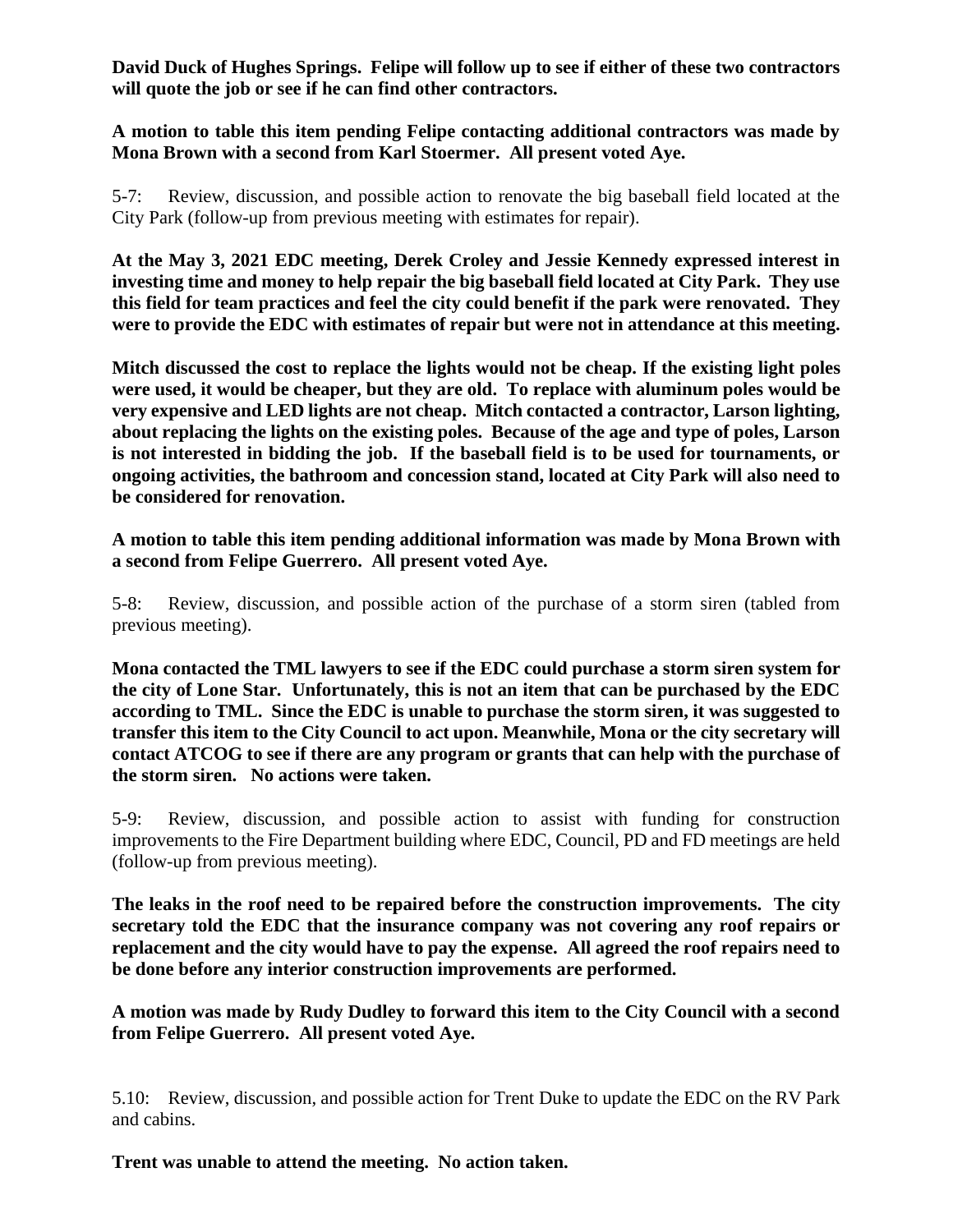**David Duck of Hughes Springs. Felipe will follow up to see if either of these two contractors will quote the job or see if he can find other contractors.**

**A motion to table this item pending Felipe contacting additional contractors was made by Mona Brown with a second from Karl Stoermer. All present voted Aye.**

5-7: Review, discussion, and possible action to renovate the big baseball field located at the City Park (follow-up from previous meeting with estimates for repair).

**At the May 3, 2021 EDC meeting, Derek Croley and Jessie Kennedy expressed interest in investing time and money to help repair the big baseball field located at City Park. They use this field for team practices and feel the city could benefit if the park were renovated. They were to provide the EDC with estimates of repair but were not in attendance at this meeting.**

**Mitch discussed the cost to replace the lights would not be cheap. If the existing light poles were used, it would be cheaper, but they are old. To replace with aluminum poles would be very expensive and LED lights are not cheap. Mitch contacted a contractor, Larson lighting, about replacing the lights on the existing poles. Because of the age and type of poles, Larson is not interested in bidding the job. If the baseball field is to be used for tournaments, or ongoing activities, the bathroom and concession stand, located at City Park will also need to be considered for renovation.**

**A motion to table this item pending additional information was made by Mona Brown with a second from Felipe Guerrero. All present voted Aye.**

5-8: Review, discussion, and possible action of the purchase of a storm siren (tabled from previous meeting).

**Mona contacted the TML lawyers to see if the EDC could purchase a storm siren system for the city of Lone Star. Unfortunately, this is not an item that can be purchased by the EDC according to TML. Since the EDC is unable to purchase the storm siren, it was suggested to transfer this item to the City Council to act upon. Meanwhile, Mona or the city secretary will contact ATCOG to see if there are any program or grants that can help with the purchase of the storm siren. No actions were taken.**

5-9: Review, discussion, and possible action to assist with funding for construction improvements to the Fire Department building where EDC, Council, PD and FD meetings are held (follow-up from previous meeting).

**The leaks in the roof need to be repaired before the construction improvements. The city secretary told the EDC that the insurance company was not covering any roof repairs or replacement and the city would have to pay the expense. All agreed the roof repairs need to be done before any interior construction improvements are performed.**

**A motion was made by Rudy Dudley to forward this item to the City Council with a second from Felipe Guerrero. All present voted Aye.**

5.10: Review, discussion, and possible action for Trent Duke to update the EDC on the RV Park and cabins.

**Trent was unable to attend the meeting. No action taken.**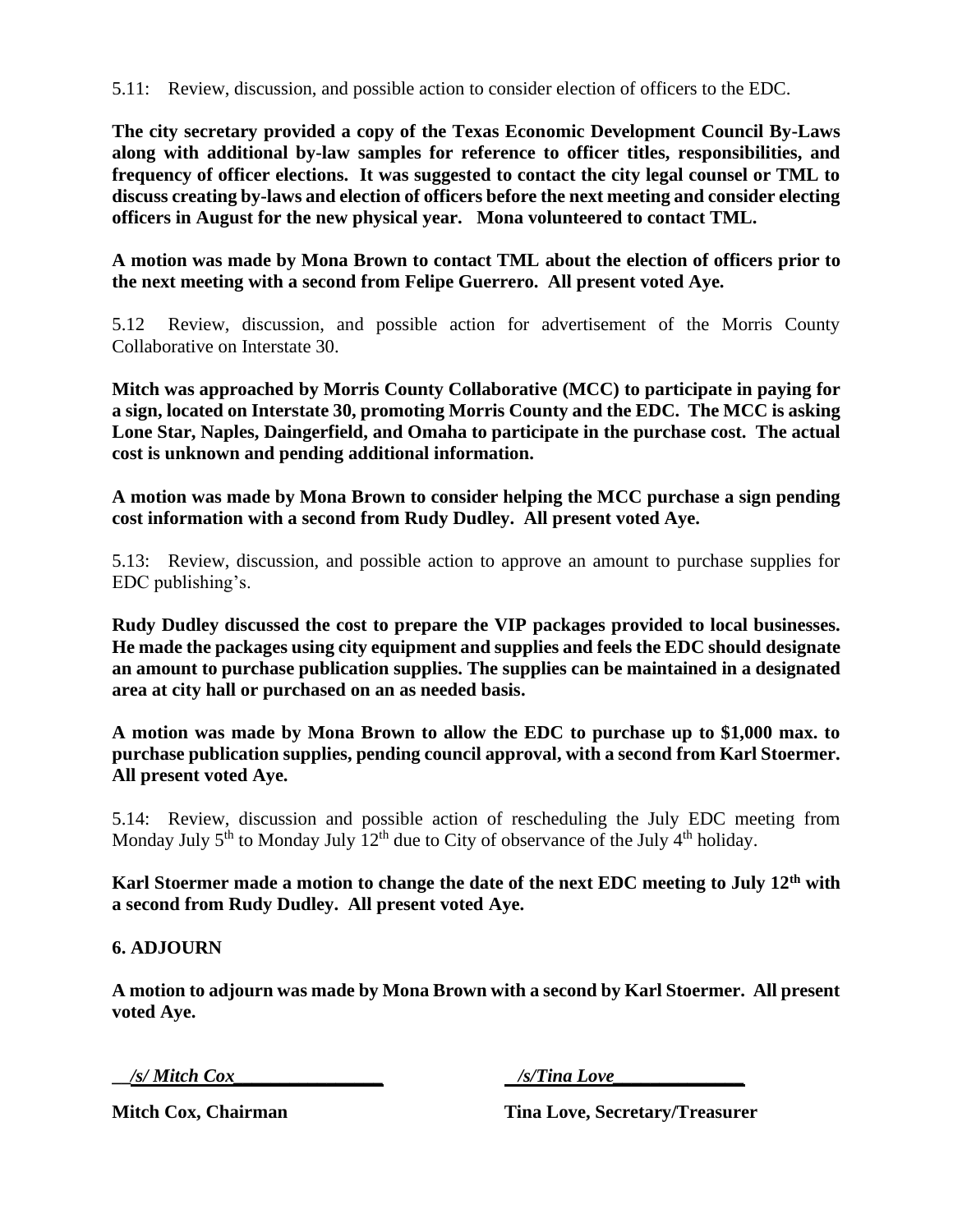5.11: Review, discussion, and possible action to consider election of officers to the EDC.

**The city secretary provided a copy of the Texas Economic Development Council By-Laws along with additional by-law samples for reference to officer titles, responsibilities, and frequency of officer elections. It was suggested to contact the city legal counsel or TML to discuss creating by-laws and election of officers before the next meeting and consider electing officers in August for the new physical year. Mona volunteered to contact TML.**

**A motion was made by Mona Brown to contact TML about the election of officers prior to the next meeting with a second from Felipe Guerrero. All present voted Aye.**

5.12 Review, discussion, and possible action for advertisement of the Morris County Collaborative on Interstate 30.

**Mitch was approached by Morris County Collaborative (MCC) to participate in paying for a sign, located on Interstate 30, promoting Morris County and the EDC. The MCC is asking Lone Star, Naples, Daingerfield, and Omaha to participate in the purchase cost. The actual cost is unknown and pending additional information.**

**A motion was made by Mona Brown to consider helping the MCC purchase a sign pending cost information with a second from Rudy Dudley. All present voted Aye.**

5.13: Review, discussion, and possible action to approve an amount to purchase supplies for EDC publishing's.

**Rudy Dudley discussed the cost to prepare the VIP packages provided to local businesses. He made the packages using city equipment and supplies and feels the EDC should designate an amount to purchase publication supplies. The supplies can be maintained in a designated area at city hall or purchased on an as needed basis.**

**A motion was made by Mona Brown to allow the EDC to purchase up to $1,000 max. to purchase publication supplies, pending council approval, with a second from Karl Stoermer. All present voted Aye.**

5.14: Review, discussion and possible action of rescheduling the July EDC meeting from Monday July 5th to Monday July 12th due to City of observance of the July 4th holiday.

**Karl Stoermer made a motion to change the date of the next EDC meeting to July 12th with a second from Rudy Dudley. All present voted Aye.**

**6. ADJOURN**

**A motion to adjourn was made by Mona Brown with a second by Karl Stoermer. All present voted Aye.**

*/s/ Mitch Cox*

**Mitch Cox, Chairman**

*/s/Tina Love*

**Tina Love, Secretary/Treasurer**